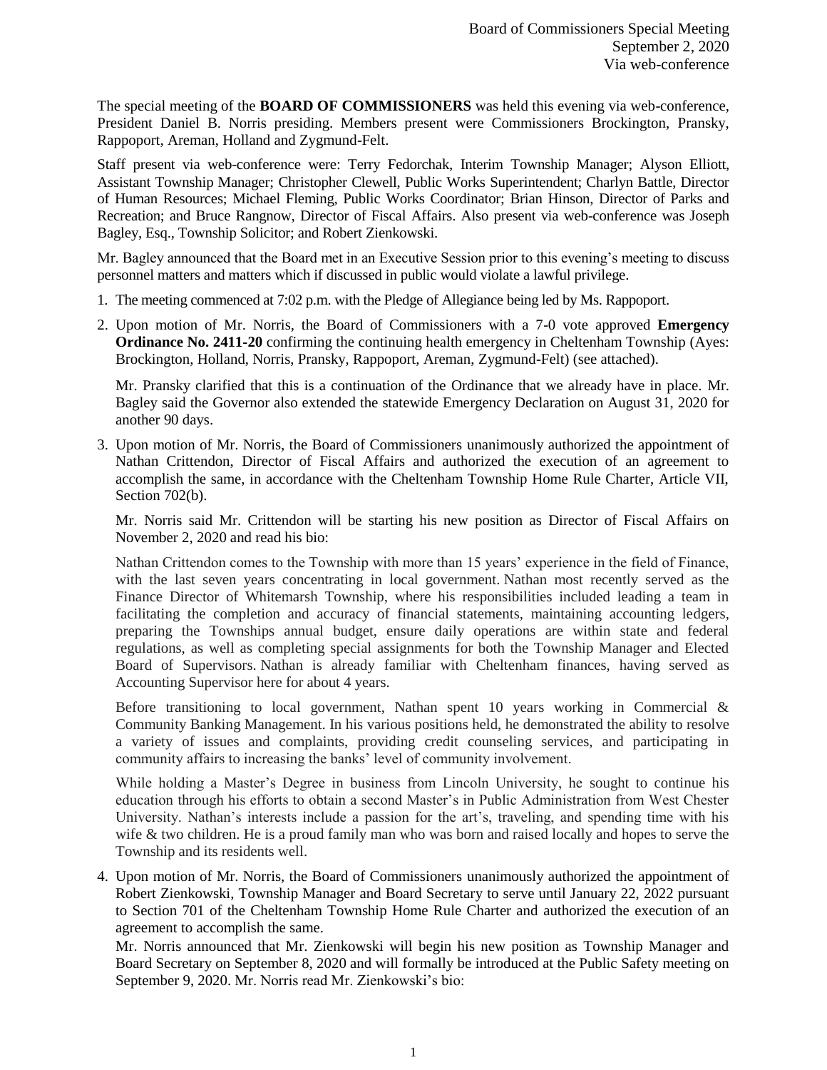Board of Commissioners Special Meeting
September 2, 2020
Via web-conference

The special meeting of the **BOARD OF COMMISSIONERS** was held this evening via web-conference, President Daniel B. Norris presiding. Members present were Commissioners Brockington, Pransky, Rappoport, Areman, Holland and Zygmund-Felt.

Staff present via web-conference were: Terry Fedorchak, Interim Township Manager; Alyson Elliott, Assistant Township Manager; Christopher Clewell, Public Works Superintendent; Charlyn Battle, Director of Human Resources; Michael Fleming, Public Works Coordinator; Brian Hinson, Director of Parks and Recreation; and Bruce Rangnow, Director of Fiscal Affairs. Also present via web-conference was Joseph Bagley, Esq., Township Solicitor; and Robert Zienkowski.

Mr. Bagley announced that the Board met in an Executive Session prior to this evening's meeting to discuss personnel matters and matters which if discussed in public would violate a lawful privilege.

1. The meeting commenced at 7:02 p.m. with the Pledge of Allegiance being led by Ms. Rappoport.

2. Upon motion of Mr. Norris, the Board of Commissioners with a 7-0 vote approved **Emergency Ordinance No. 2411-20** confirming the continuing health emergency in Cheltenham Township (Ayes: Brockington, Holland, Norris, Pransky, Rappoport, Areman, Zygmund-Felt) (see attached).

   Mr. Pransky clarified that this is a continuation of the Ordinance that we already have in place. Mr. Bagley said the Governor also extended the statewide Emergency Declaration on August 31, 2020 for another 90 days.

3. Upon motion of Mr. Norris, the Board of Commissioners unanimously authorized the appointment of Nathan Crittendon, Director of Fiscal Affairs and authorized the execution of an agreement to accomplish the same, in accordance with the Cheltenham Township Home Rule Charter, Article VII, Section 702(b).

   Mr. Norris said Mr. Crittendon will be starting his new position as Director of Fiscal Affairs on November 2, 2020 and read his bio:

   Nathan Crittendon comes to the Township with more than 15 years' experience in the field of Finance, with the last seven years concentrating in local government. Nathan most recently served as the Finance Director of Whitemarsh Township, where his responsibilities included leading a team in facilitating the completion and accuracy of financial statements, maintaining accounting ledgers, preparing the Townships annual budget, ensure daily operations are within state and federal regulations, as well as completing special assignments for both the Township Manager and Elected Board of Supervisors. Nathan is already familiar with Cheltenham finances, having served as Accounting Supervisor here for about 4 years.

   Before transitioning to local government, Nathan spent 10 years working in Commercial & Community Banking Management. In his various positions held, he demonstrated the ability to resolve a variety of issues and complaints, providing credit counseling services, and participating in community affairs to increasing the banks' level of community involvement.

   While holding a Master's Degree in business from Lincoln University, he sought to continue his education through his efforts to obtain a second Master's in Public Administration from West Chester University. Nathan's interests include a passion for the art's, traveling, and spending time with his wife & two children. He is a proud family man who was born and raised locally and hopes to serve the Township and its residents well.

4. Upon motion of Mr. Norris, the Board of Commissioners unanimously authorized the appointment of Robert Zienkowski, Township Manager and Board Secretary to serve until January 22, 2022 pursuant to Section 701 of the Cheltenham Township Home Rule Charter and authorized the execution of an agreement to accomplish the same.

   Mr. Norris announced that Mr. Zienkowski will begin his new position as Township Manager and Board Secretary on September 8, 2020 and will formally be introduced at the Public Safety meeting on September 9, 2020. Mr. Norris read Mr. Zienkowski's bio: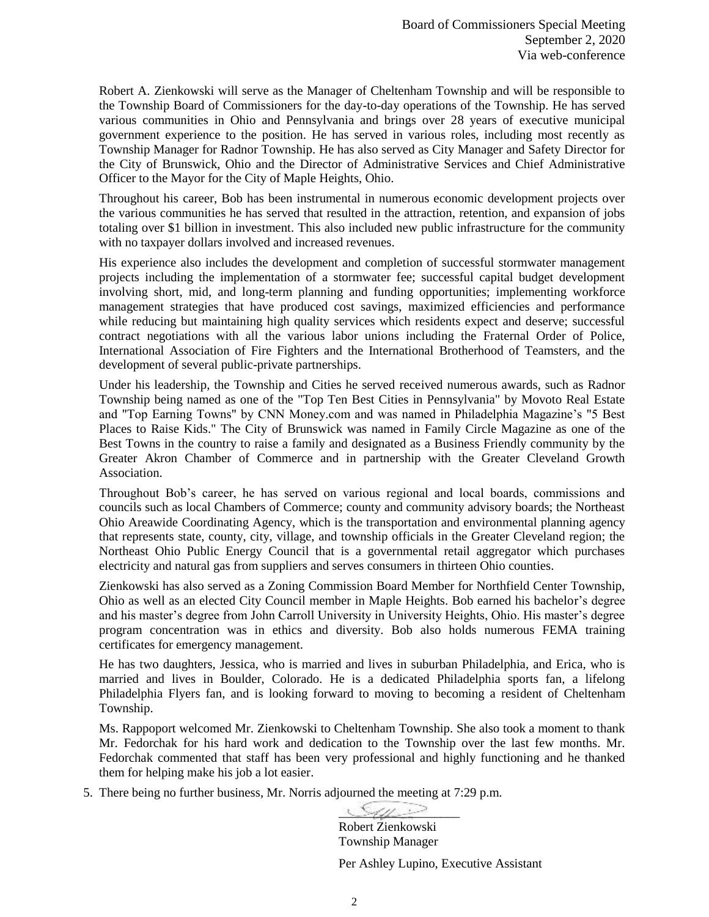Robert A. Zienkowski will serve as the Manager of Cheltenham Township and will be responsible to the Township Board of Commissioners for the day-to-day operations of the Township. He has served various communities in Ohio and Pennsylvania and brings over 28 years of executive municipal government experience to the position. He has served in various roles, including most recently as Township Manager for Radnor Township. He has also served as City Manager and Safety Director for the City of Brunswick, Ohio and the Director of Administrative Services and Chief Administrative Officer to the Mayor for the City of Maple Heights, Ohio.

Throughout his career, Bob has been instrumental in numerous economic development projects over the various communities he has served that resulted in the attraction, retention, and expansion of jobs totaling over $1 billion in investment. This also included new public infrastructure for the community with no taxpayer dollars involved and increased revenues.

His experience also includes the development and completion of successful stormwater management projects including the implementation of a stormwater fee; successful capital budget development involving short, mid, and long-term planning and funding opportunities; implementing workforce management strategies that have produced cost savings, maximized efficiencies and performance while reducing but maintaining high quality services which residents expect and deserve; successful contract negotiations with all the various labor unions including the Fraternal Order of Police, International Association of Fire Fighters and the International Brotherhood of Teamsters, and the development of several public-private partnerships.

Under his leadership, the Township and Cities he served received numerous awards, such as Radnor Township being named as one of the "Top Ten Best Cities in Pennsylvania" by Movoto Real Estate and "Top Earning Towns" by CNN Money.com and was named in Philadelphia Magazine's "5 Best Places to Raise Kids." The City of Brunswick was named in Family Circle Magazine as one of the Best Towns in the country to raise a family and designated as a Business Friendly community by the Greater Akron Chamber of Commerce and in partnership with the Greater Cleveland Growth Association.

Throughout Bob's career, he has served on various regional and local boards, commissions and councils such as local Chambers of Commerce; county and community advisory boards; the Northeast Ohio Areawide Coordinating Agency, which is the transportation and environmental planning agency that represents state, county, city, village, and township officials in the Greater Cleveland region; the Northeast Ohio Public Energy Council that is a governmental retail aggregator which purchases electricity and natural gas from suppliers and serves consumers in thirteen Ohio counties.

Zienkowski has also served as a Zoning Commission Board Member for Northfield Center Township, Ohio as well as an elected City Council member in Maple Heights. Bob earned his bachelor's degree and his master's degree from John Carroll University in University Heights, Ohio. His master's degree program concentration was in ethics and diversity. Bob also holds numerous FEMA training certificates for emergency management.

He has two daughters, Jessica, who is married and lives in suburban Philadelphia, and Erica, who is married and lives in Boulder, Colorado. He is a dedicated Philadelphia sports fan, a lifelong Philadelphia Flyers fan, and is looking forward to moving to becoming a resident of Cheltenham Township.

Ms. Rappoport welcomed Mr. Zienkowski to Cheltenham Township. She also took a moment to thank Mr. Fedorchak for his hard work and dedication to the Township over the last few months. Mr. Fedorchak commented that staff has been very professional and highly functioning and he thanked them for helping make his job a lot easier.

5. There being no further business, Mr. Norris adjourned the meeting at 7:29 p.m.

Robert Zienkowski
Township Manager

Per Ashley Lupino, Executive Assistant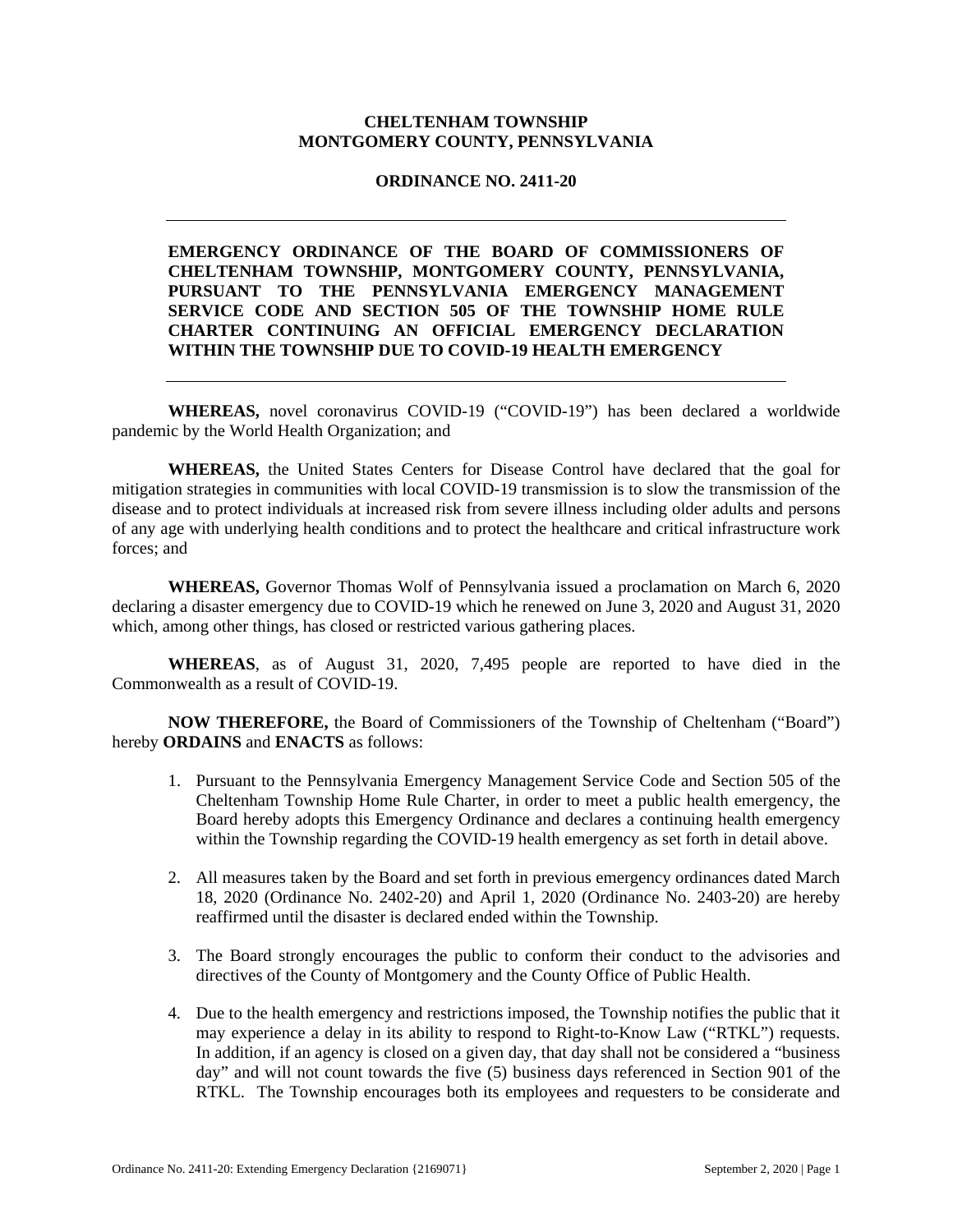**CHELTENHAM TOWNSHIP**
**MONTGOMERY COUNTY, PENNSYLVANIA**

**ORDINANCE NO. 2411-20**

---

**EMERGENCY ORDINANCE OF THE BOARD OF COMMISSIONERS OF CHELTENHAM TOWNSHIP, MONTGOMERY COUNTY, PENNSYLVANIA, PURSUANT TO THE PENNSYLVANIA EMERGENCY MANAGEMENT SERVICE CODE AND SECTION 505 OF THE TOWNSHIP HOME RULE CHARTER CONTINUING AN OFFICIAL EMERGENCY DECLARATION WITHIN THE TOWNSHIP DUE TO COVID-19 HEALTH EMERGENCY**

---

**WHEREAS,** novel coronavirus COVID-19 ("COVID-19") has been declared a worldwide pandemic by the World Health Organization; and

**WHEREAS,** the United States Centers for Disease Control have declared that the goal for mitigation strategies in communities with local COVID-19 transmission is to slow the transmission of the disease and to protect individuals at increased risk from severe illness including older adults and persons of any age with underlying health conditions and to protect the healthcare and critical infrastructure work forces; and

**WHEREAS,** Governor Thomas Wolf of Pennsylvania issued a proclamation on March 6, 2020 declaring a disaster emergency due to COVID-19 which he renewed on June 3, 2020 and August 31, 2020 which, among other things, has closed or restricted various gathering places.

**WHEREAS**, as of August 31, 2020, 7,495 people are reported to have died in the Commonwealth as a result of COVID-19.

**NOW THEREFORE,** the Board of Commissioners of the Township of Cheltenham ("Board") hereby **ORDAINS** and **ENACTS** as follows:

1. Pursuant to the Pennsylvania Emergency Management Service Code and Section 505 of the Cheltenham Township Home Rule Charter, in order to meet a public health emergency, the Board hereby adopts this Emergency Ordinance and declares a continuing health emergency within the Township regarding the COVID-19 health emergency as set forth in detail above.

2. All measures taken by the Board and set forth in previous emergency ordinances dated March 18, 2020 (Ordinance No. 2402-20) and April 1, 2020 (Ordinance No. 2403-20) are hereby reaffirmed until the disaster is declared ended within the Township.

3. The Board strongly encourages the public to conform their conduct to the advisories and directives of the County of Montgomery and the County Office of Public Health.

4. Due to the health emergency and restrictions imposed, the Township notifies the public that it may experience a delay in its ability to respond to Right-to-Know Law ("RTKL") requests. In addition, if an agency is closed on a given day, that day shall not be considered a "business day" and will not count towards the five (5) business days referenced in Section 901 of the RTKL. The Township encourages both its employees and requesters to be considerate and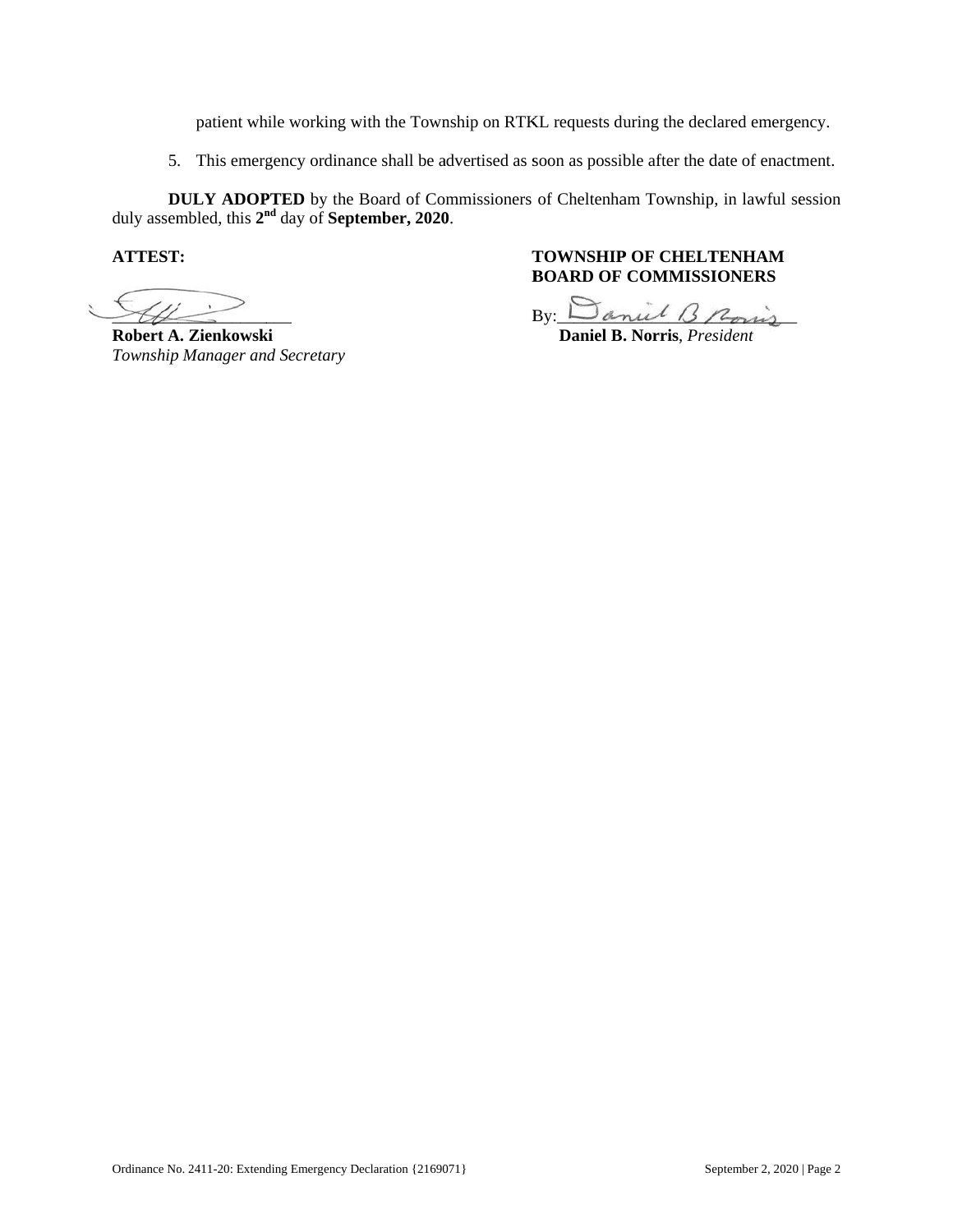patient while working with the Township on RTKL requests during the declared emergency.

5. This emergency ordinance shall be advertised as soon as possible after the date of enactment.

**DULY ADOPTED** by the Board of Commissioners of Cheltenham Township, in lawful session duly assembled, this **2nd** day of **September, 2020**.

**ATTEST:**

\_\_\_\_\_\_\_\_\_\_\_\_\_\_\_\_\_\_\_\_
**Robert A. Zienkowski**
*Township Manager and Secretary*

**TOWNSHIP OF CHELTENHAM**
**BOARD OF COMMISSIONERS**

By:\_\_\_\_\_\_\_\_\_\_\_\_\_\_\_\_\_\_\_\_
**Daniel B. Norris**, *President*